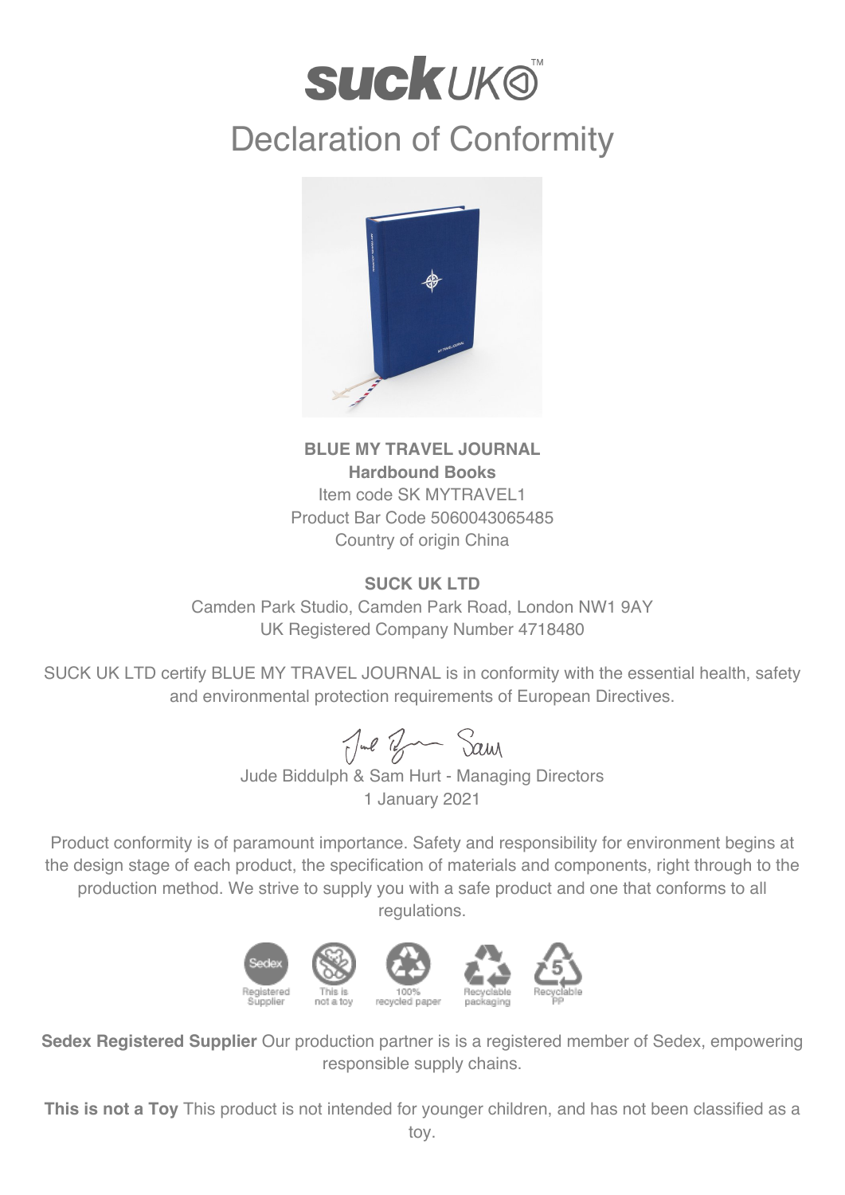# SUCK UK™

## Declaration of Conformity

**BLUE MY TRAVEL JOURNAL**
**Hardbound Books**
Item code SK MYTRAVEL1
Product Bar Code 5060043065485
Country of origin China

**SUCK UK LTD**
Camden Park Studio, Camden Park Road, London NW1 9AY
UK Registered Company Number 4718480

SUCK UK LTD certify BLUE MY TRAVEL JOURNAL is in conformity with the essential health, safety and environmental protection requirements of European Directives.

Jude Biddulph & Sam Hurt - Managing Directors
1 January 2021

Product conformity is of paramount importance. Safety and responsibility for environment begins at the design stage of each product, the specification of materials and components, right through to the production method. We strive to supply you with a safe product and one that conforms to all regulations.

Registered Supplier | This is not a toy | 100% recycled paper | Recyclable packaging | Recyclable PP

**Sedex Registered Supplier** Our production partner is is a registered member of Sedex, empowering responsible supply chains.

**This is not a Toy** This product is not intended for younger children, and has not been classified as a toy.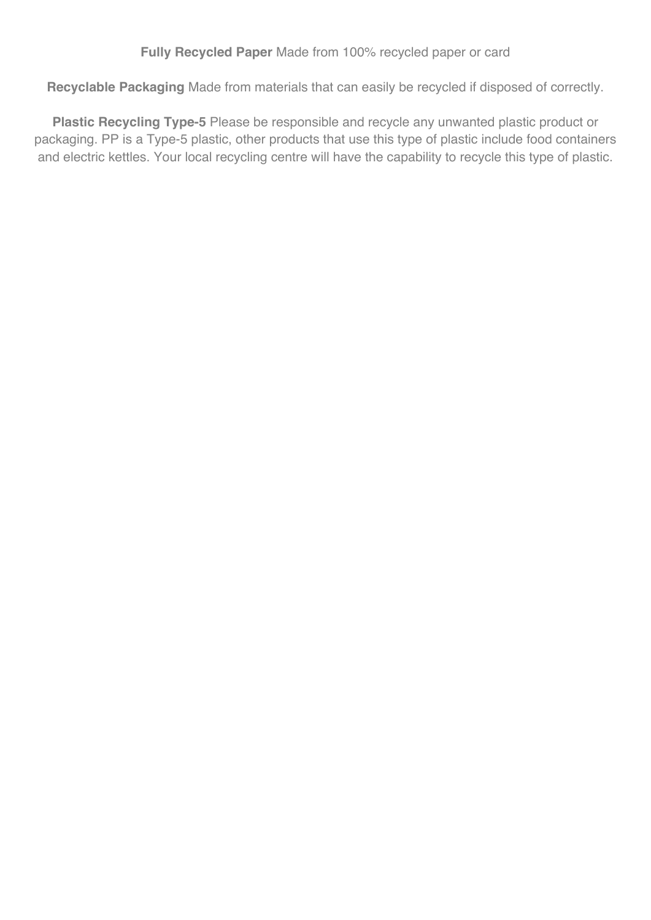**Fully Recycled Paper** Made from 100% recycled paper or card

**Recyclable Packaging** Made from materials that can easily be recycled if disposed of correctly.

**Plastic Recycling Type-5** Please be responsible and recycle any unwanted plastic product or packaging. PP is a Type-5 plastic, other products that use this type of plastic include food containers and electric kettles. Your local recycling centre will have the capability to recycle this type of plastic.